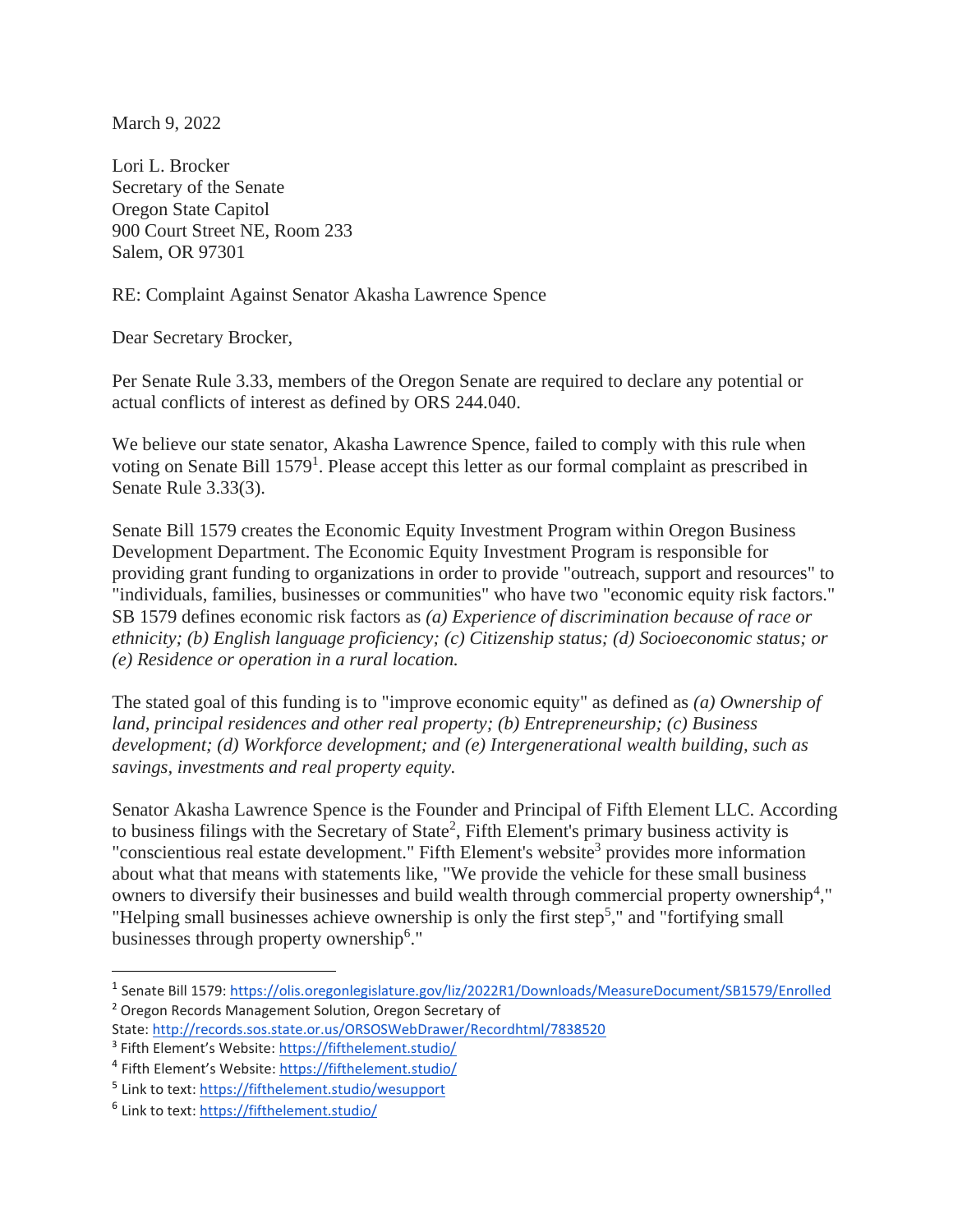March 9, 2022

Lori L. Brocker
Secretary of the Senate
Oregon State Capitol
900 Court Street NE, Room 233
Salem, OR 97301

RE: Complaint Against Senator Akasha Lawrence Spence

Dear Secretary Brocker,

Per Senate Rule 3.33, members of the Oregon Senate are required to declare any potential or actual conflicts of interest as defined by ORS 244.040.

We believe our state senator, Akasha Lawrence Spence, failed to comply with this rule when voting on Senate Bill 1579[1]. Please accept this letter as our formal complaint as prescribed in Senate Rule 3.33(3).

Senate Bill 1579 creates the Economic Equity Investment Program within Oregon Business Development Department. The Economic Equity Investment Program is responsible for providing grant funding to organizations in order to provide "outreach, support and resources" to "individuals, families, businesses or communities" who have two "economic equity risk factors." SB 1579 defines economic risk factors as *(a) Experience of discrimination because of race or ethnicity; (b) English language proficiency; (c) Citizenship status; (d) Socioeconomic status; or (e) Residence or operation in a rural location.*

The stated goal of this funding is to "improve economic equity" as defined as *(a) Ownership of land, principal residences and other real property; (b) Entrepreneurship; (c) Business development; (d) Workforce development; and (e) Intergenerational wealth building, such as savings, investments and real property equity.*

Senator Akasha Lawrence Spence is the Founder and Principal of Fifth Element LLC. According to business filings with the Secretary of State[2], Fifth Element's primary business activity is "conscientious real estate development." Fifth Element's website[3] provides more information about what that means with statements like, "We provide the vehicle for these small business owners to diversify their businesses and build wealth through commercial property ownership[4]," "Helping small businesses achieve ownership is only the first step[5]," and "fortifying small businesses through property ownership[6]."

---

[1] Senate Bill 1579: https://olis.oregonlegislature.gov/liz/2022R1/Downloads/MeasureDocument/SB1579/Enrolled

[2] Oregon Records Management Solution, Oregon Secretary of State: http://records.sos.state.or.us/ORSOSWebDrawer/Recordhtml/7838520

[3] Fifth Element's Website: https://fifthelement.studio/

[4] Fifth Element's Website: https://fifthelement.studio/

[5] Link to text: https://fifthelement.studio/wesupport

[6] Link to text: https://fifthelement.studio/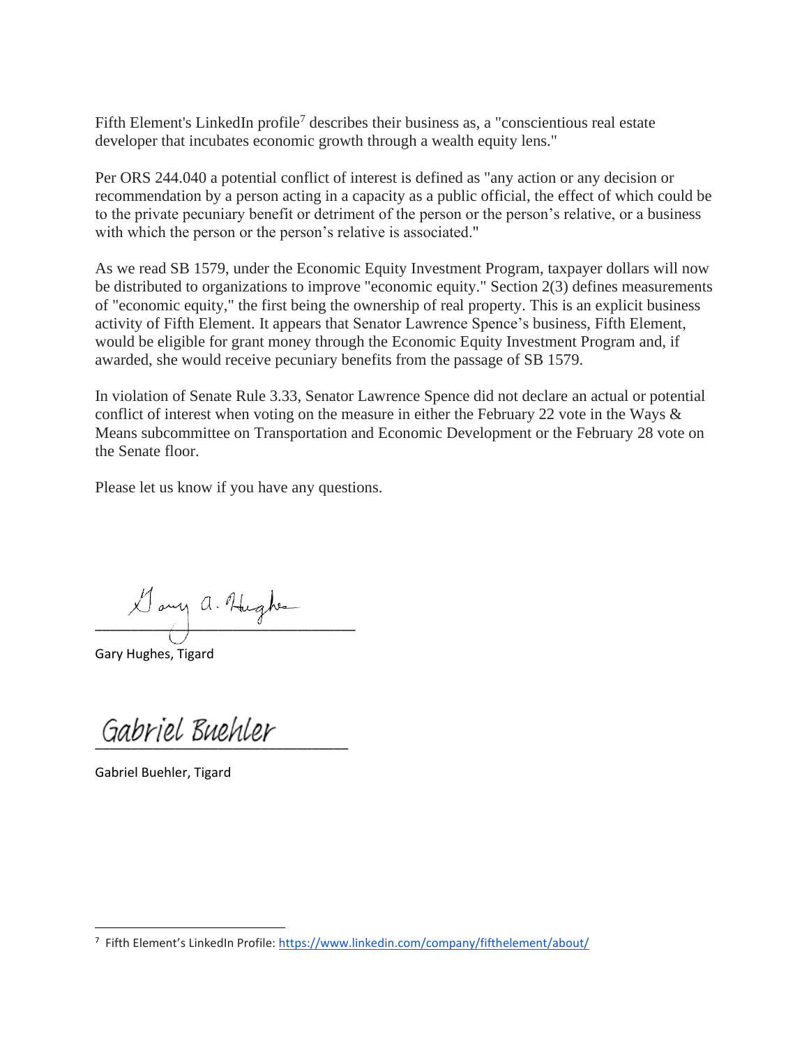Fifth Element's LinkedIn profile[7] describes their business as, a "conscientious real estate developer that incubates economic growth through a wealth equity lens."

Per ORS 244.040 a potential conflict of interest is defined as "any action or any decision or recommendation by a person acting in a capacity as a public official, the effect of which could be to the private pecuniary benefit or detriment of the person or the person's relative, or a business with which the person or the person's relative is associated."

As we read SB 1579, under the Economic Equity Investment Program, taxpayer dollars will now be distributed to organizations to improve "economic equity." Section 2(3) defines measurements of "economic equity," the first being the ownership of real property. This is an explicit business activity of Fifth Element. It appears that Senator Lawrence Spence's business, Fifth Element, would be eligible for grant money through the Economic Equity Investment Program and, if awarded, she would receive pecuniary benefits from the passage of SB 1579.

In violation of Senate Rule 3.33, Senator Lawrence Spence did not declare an actual or potential conflict of interest when voting on the measure in either the February 22 vote in the Ways & Means subcommittee on Transportation and Economic Development or the February 28 vote on the Senate floor.

Please let us know if you have any questions.

Gary A. Hughes
\_\_\_\_\_\_\_\_\_\_\_\_\_\_\_\_\_\_\_\_\_\_\_\_\_\_\_\_\_\_\_\_

Gary Hughes, Tigard

Gabriel Buehler
\_\_\_\_\_\_\_\_\_\_\_\_\_\_\_\_\_\_\_\_\_\_\_\_\_\_\_\_\_\_\_\_

Gabriel Buehler, Tigard

---

[7] Fifth Element's LinkedIn Profile: https://www.linkedin.com/company/fifthelement/about/